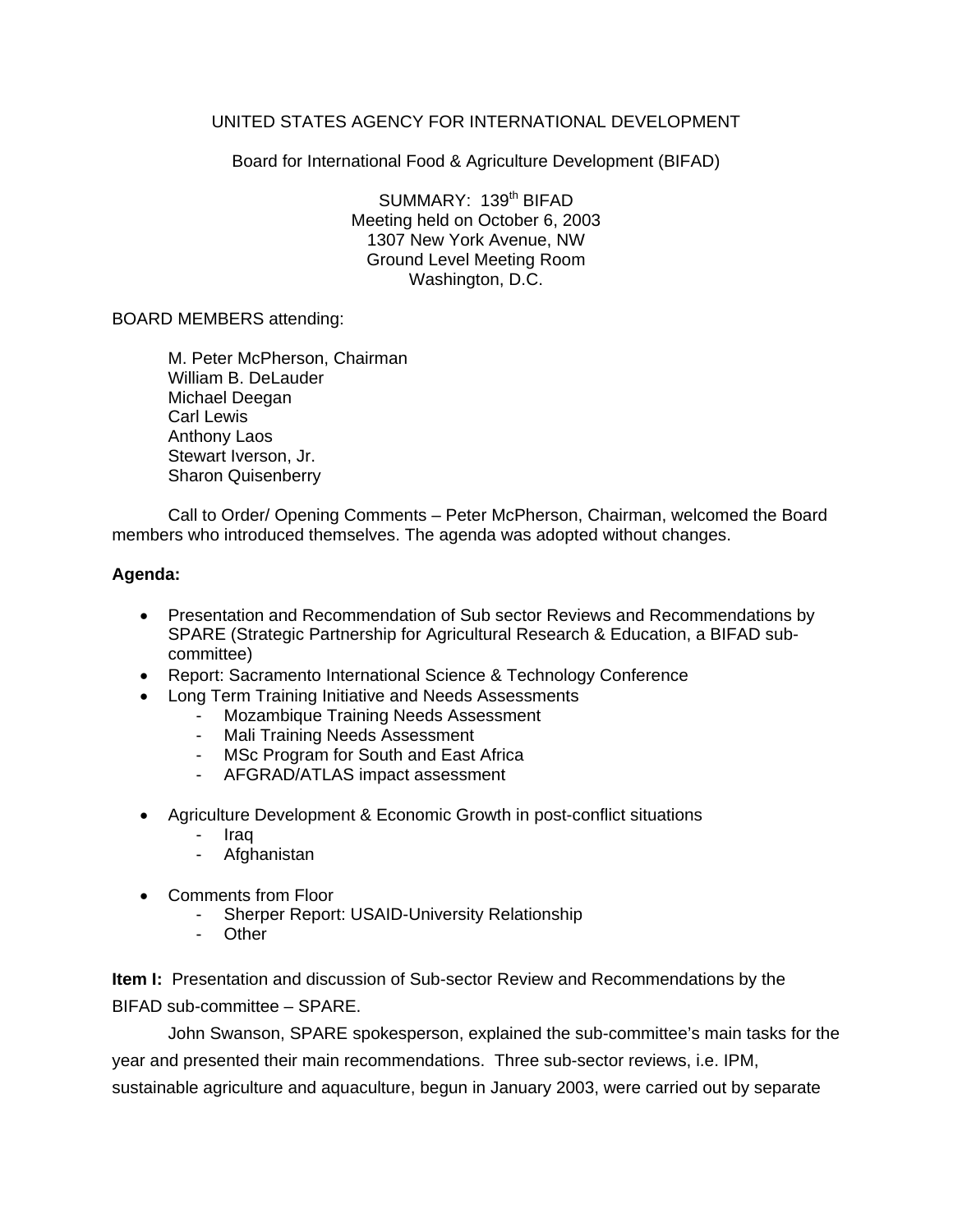UNITED STATES AGENCY FOR INTERNATIONAL DEVELOPMENT

Board for International Food & Agriculture Development (BIFAD)

SUMMARY: 139th BIFAD
Meeting held on October 6, 2003
1307 New York Avenue, NW
Ground Level Meeting Room
Washington, D.C.

BOARD MEMBERS attending:

M. Peter McPherson, Chairman
William B. DeLauder
Michael Deegan
Carl Lewis
Anthony Laos
Stewart Iverson, Jr.
Sharon Quisenberry

Call to Order/ Opening Comments – Peter McPherson, Chairman, welcomed the Board members who introduced themselves. The agenda was adopted without changes.

**Agenda:**

- Presentation and Recommendation of Sub sector Reviews and Recommendations by SPARE (Strategic Partnership for Agricultural Research & Education, a BIFAD sub-committee)
- Report: Sacramento International Science & Technology Conference
- Long Term Training Initiative and Needs Assessments
  - Mozambique Training Needs Assessment
  - Mali Training Needs Assessment
  - MSc Program for South and East Africa
  - AFGRAD/ATLAS impact assessment
- Agriculture Development & Economic Growth in post-conflict situations
  - Iraq
  - Afghanistan
- Comments from Floor
  - Sherper Report: USAID-University Relationship
  - Other

**Item I:** Presentation and discussion of Sub-sector Review and Recommendations by the BIFAD sub-committee – SPARE.

John Swanson, SPARE spokesperson, explained the sub-committee's main tasks for the year and presented their main recommendations. Three sub-sector reviews, i.e. IPM, sustainable agriculture and aquaculture, begun in January 2003, were carried out by separate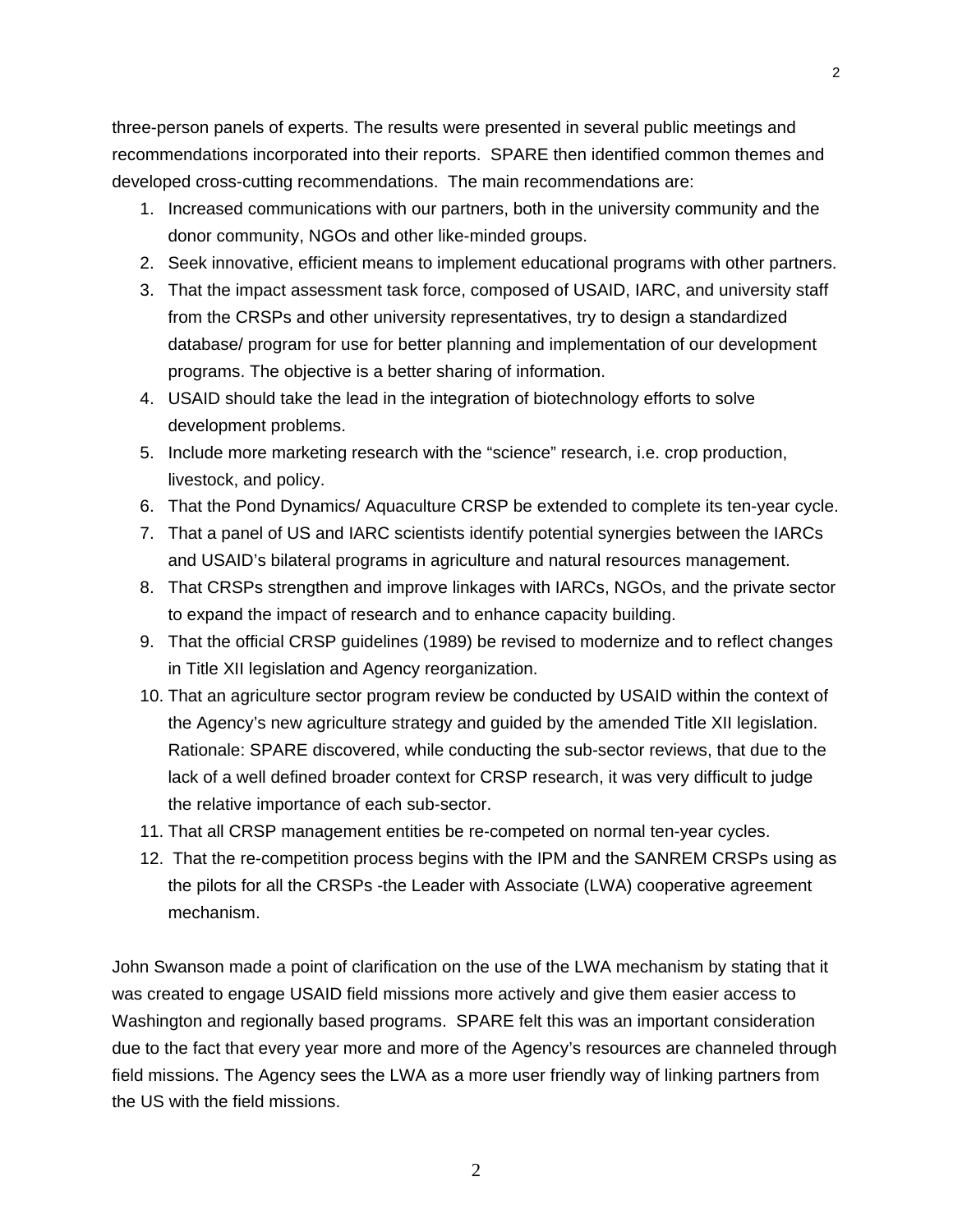three-person panels of experts. The results were presented in several public meetings and recommendations incorporated into their reports. SPARE then identified common themes and developed cross-cutting recommendations. The main recommendations are:

1. Increased communications with our partners, both in the university community and the donor community, NGOs and other like-minded groups.
2. Seek innovative, efficient means to implement educational programs with other partners.
3. That the impact assessment task force, composed of USAID, IARC, and university staff from the CRSPs and other university representatives, try to design a standardized database/ program for use for better planning and implementation of our development programs. The objective is a better sharing of information.
4. USAID should take the lead in the integration of biotechnology efforts to solve development problems.
5. Include more marketing research with the "science" research, i.e. crop production, livestock, and policy.
6. That the Pond Dynamics/ Aquaculture CRSP be extended to complete its ten-year cycle.
7. That a panel of US and IARC scientists identify potential synergies between the IARCs and USAID's bilateral programs in agriculture and natural resources management.
8. That CRSPs strengthen and improve linkages with IARCs, NGOs, and the private sector to expand the impact of research and to enhance capacity building.
9. That the official CRSP guidelines (1989) be revised to modernize and to reflect changes in Title XII legislation and Agency reorganization.
10. That an agriculture sector program review be conducted by USAID within the context of the Agency's new agriculture strategy and guided by the amended Title XII legislation. Rationale: SPARE discovered, while conducting the sub-sector reviews, that due to the lack of a well defined broader context for CRSP research, it was very difficult to judge the relative importance of each sub-sector.
11. That all CRSP management entities be re-competed on normal ten-year cycles.
12. That the re-competition process begins with the IPM and the SANREM CRSPs using as the pilots for all the CRSPs -the Leader with Associate (LWA) cooperative agreement mechanism.

John Swanson made a point of clarification on the use of the LWA mechanism by stating that it was created to engage USAID field missions more actively and give them easier access to Washington and regionally based programs. SPARE felt this was an important consideration due to the fact that every year more and more of the Agency's resources are channeled through field missions. The Agency sees the LWA as a more user friendly way of linking partners from the US with the field missions.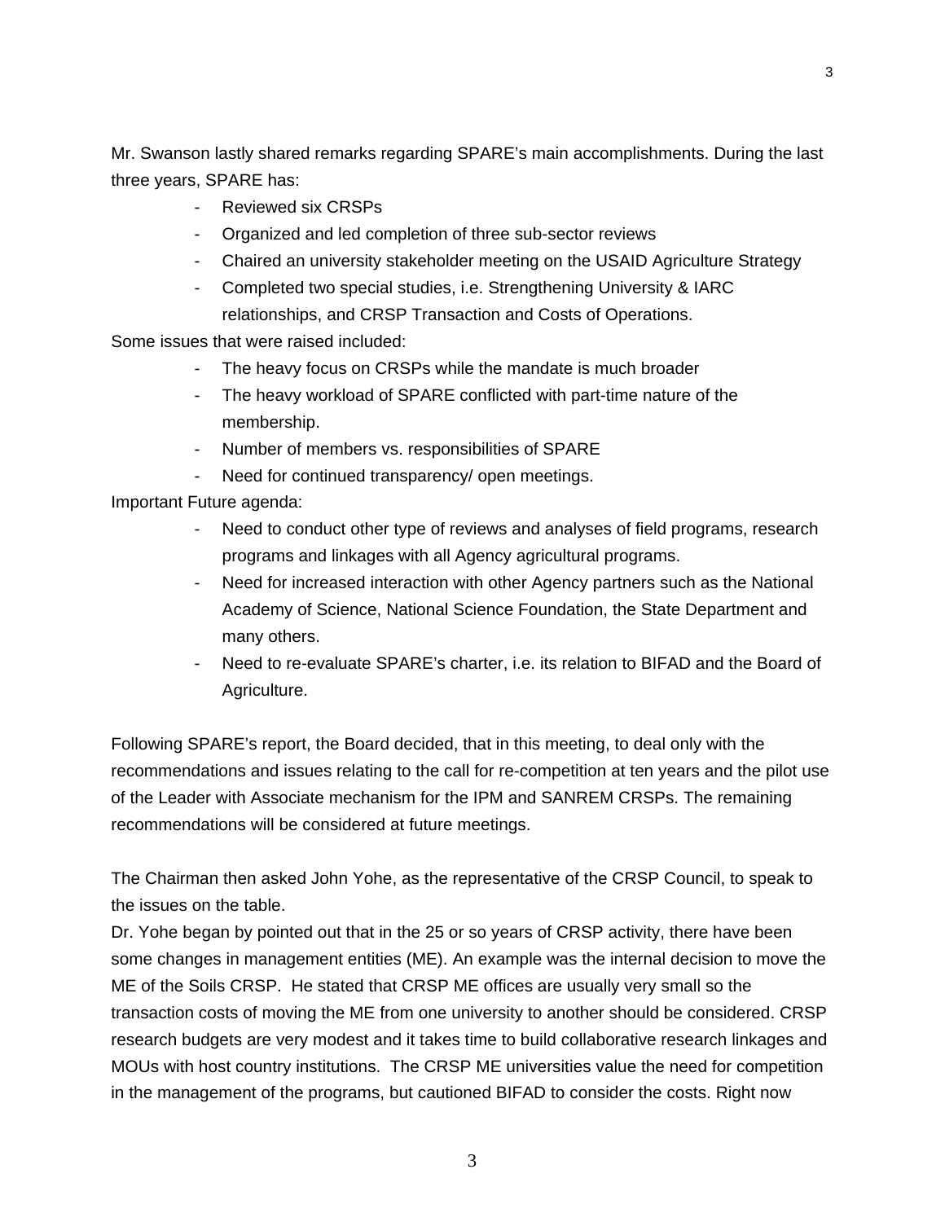Mr. Swanson lastly shared remarks regarding SPARE's main accomplishments. During the last three years, SPARE has:

- Reviewed six CRSPs
- Organized and led completion of three sub-sector reviews
- Chaired an university stakeholder meeting on the USAID Agriculture Strategy
- Completed two special studies, i.e. Strengthening University & IARC relationships, and CRSP Transaction and Costs of Operations.

Some issues that were raised included:

- The heavy focus on CRSPs while the mandate is much broader
- The heavy workload of SPARE conflicted with part-time nature of the membership.
- Number of members vs. responsibilities of SPARE
- Need for continued transparency/ open meetings.

Important Future agenda:

- Need to conduct other type of reviews and analyses of field programs, research programs and linkages with all Agency agricultural programs.
- Need for increased interaction with other Agency partners such as the National Academy of Science, National Science Foundation, the State Department and many others.
- Need to re-evaluate SPARE's charter, i.e. its relation to BIFAD and the Board of Agriculture.

Following SPARE's report, the Board decided, that in this meeting, to deal only with the recommendations and issues relating to the call for re-competition at ten years and the pilot use of the Leader with Associate mechanism for the IPM and SANREM CRSPs. The remaining recommendations will be considered at future meetings.

The Chairman then asked John Yohe, as the representative of the CRSP Council, to speak to the issues on the table.

Dr. Yohe began by pointed out that in the 25 or so years of CRSP activity, there have been some changes in management entities (ME). An example was the internal decision to move the ME of the Soils CRSP. He stated that CRSP ME offices are usually very small so the transaction costs of moving the ME from one university to another should be considered. CRSP research budgets are very modest and it takes time to build collaborative research linkages and MOUs with host country institutions. The CRSP ME universities value the need for competition in the management of the programs, but cautioned BIFAD to consider the costs. Right now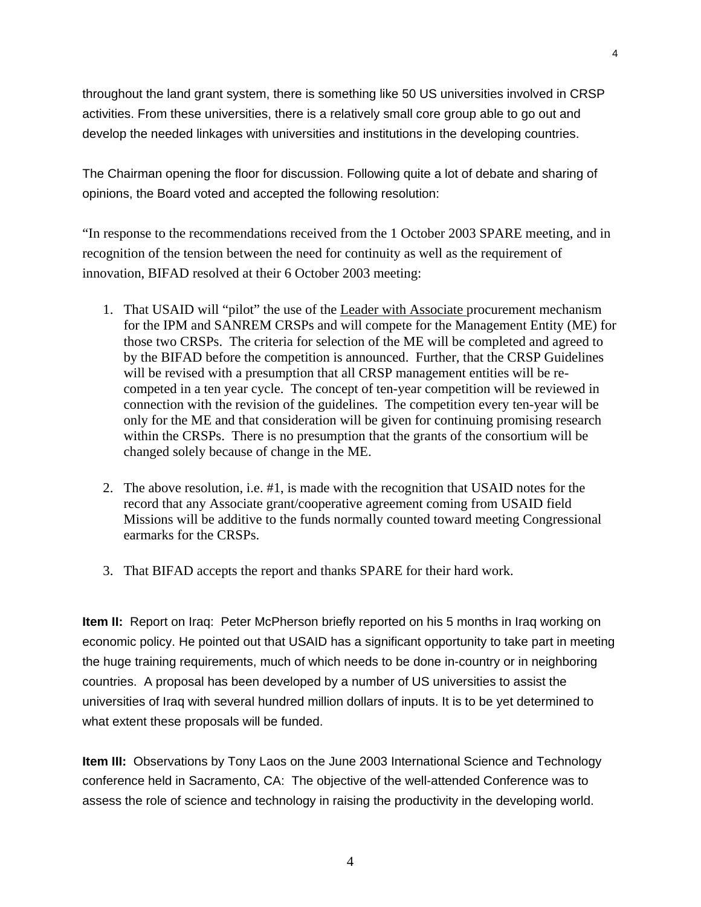throughout the land grant system, there is something like 50 US universities involved in CRSP activities. From these universities, there is a relatively small core group able to go out and develop the needed linkages with universities and institutions in the developing countries.

The Chairman opening the floor for discussion. Following quite a lot of debate and sharing of opinions, the Board voted and accepted the following resolution:

"In response to the recommendations received from the 1 October 2003 SPARE meeting, and in recognition of the tension between the need for continuity as well as the requirement of innovation, BIFAD resolved at their 6 October 2003 meeting:

1. That USAID will "pilot" the use of the <u>Leader with Associate</u> procurement mechanism for the IPM and SANREM CRSPs and will compete for the Management Entity (ME) for those two CRSPs. The criteria for selection of the ME will be completed and agreed to by the BIFAD before the competition is announced. Further, that the CRSP Guidelines will be revised with a presumption that all CRSP management entities will be re-competed in a ten year cycle. The concept of ten-year competition will be reviewed in connection with the revision of the guidelines. The competition every ten-year will be only for the ME and that consideration will be given for continuing promising research within the CRSPs. There is no presumption that the grants of the consortium will be changed solely because of change in the ME.

2. The above resolution, i.e. #1, is made with the recognition that USAID notes for the record that any Associate grant/cooperative agreement coming from USAID field Missions will be additive to the funds normally counted toward meeting Congressional earmarks for the CRSPs.

3. That BIFAD accepts the report and thanks SPARE for their hard work.

**Item II:** Report on Iraq: Peter McPherson briefly reported on his 5 months in Iraq working on economic policy. He pointed out that USAID has a significant opportunity to take part in meeting the huge training requirements, much of which needs to be done in-country or in neighboring countries. A proposal has been developed by a number of US universities to assist the universities of Iraq with several hundred million dollars of inputs. It is to be yet determined to what extent these proposals will be funded.

**Item III:** Observations by Tony Laos on the June 2003 International Science and Technology conference held in Sacramento, CA: The objective of the well-attended Conference was to assess the role of science and technology in raising the productivity in the developing world.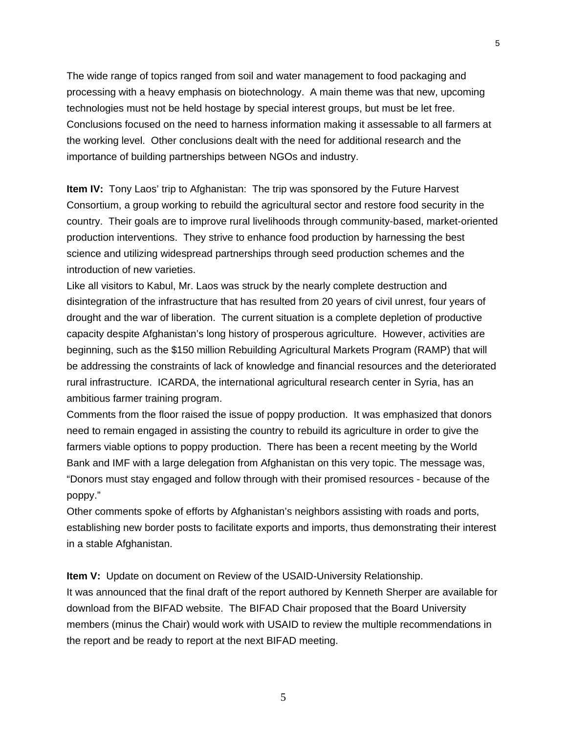The wide range of topics ranged from soil and water management to food packaging and processing with a heavy emphasis on biotechnology. A main theme was that new, upcoming technologies must not be held hostage by special interest groups, but must be let free. Conclusions focused on the need to harness information making it assessable to all farmers at the working level. Other conclusions dealt with the need for additional research and the importance of building partnerships between NGOs and industry.

**Item IV:** Tony Laos' trip to Afghanistan: The trip was sponsored by the Future Harvest Consortium, a group working to rebuild the agricultural sector and restore food security in the country. Their goals are to improve rural livelihoods through community-based, market-oriented production interventions. They strive to enhance food production by harnessing the best science and utilizing widespread partnerships through seed production schemes and the introduction of new varieties.

Like all visitors to Kabul, Mr. Laos was struck by the nearly complete destruction and disintegration of the infrastructure that has resulted from 20 years of civil unrest, four years of drought and the war of liberation. The current situation is a complete depletion of productive capacity despite Afghanistan's long history of prosperous agriculture. However, activities are beginning, such as the $150 million Rebuilding Agricultural Markets Program (RAMP) that will be addressing the constraints of lack of knowledge and financial resources and the deteriorated rural infrastructure. ICARDA, the international agricultural research center in Syria, has an ambitious farmer training program.

Comments from the floor raised the issue of poppy production. It was emphasized that donors need to remain engaged in assisting the country to rebuild its agriculture in order to give the farmers viable options to poppy production. There has been a recent meeting by the World Bank and IMF with a large delegation from Afghanistan on this very topic. The message was, "Donors must stay engaged and follow through with their promised resources - because of the poppy."

Other comments spoke of efforts by Afghanistan's neighbors assisting with roads and ports, establishing new border posts to facilitate exports and imports, thus demonstrating their interest in a stable Afghanistan.

**Item V:** Update on document on Review of the USAID-University Relationship.

It was announced that the final draft of the report authored by Kenneth Sherper are available for download from the BIFAD website. The BIFAD Chair proposed that the Board University members (minus the Chair) would work with USAID to review the multiple recommendations in the report and be ready to report at the next BIFAD meeting.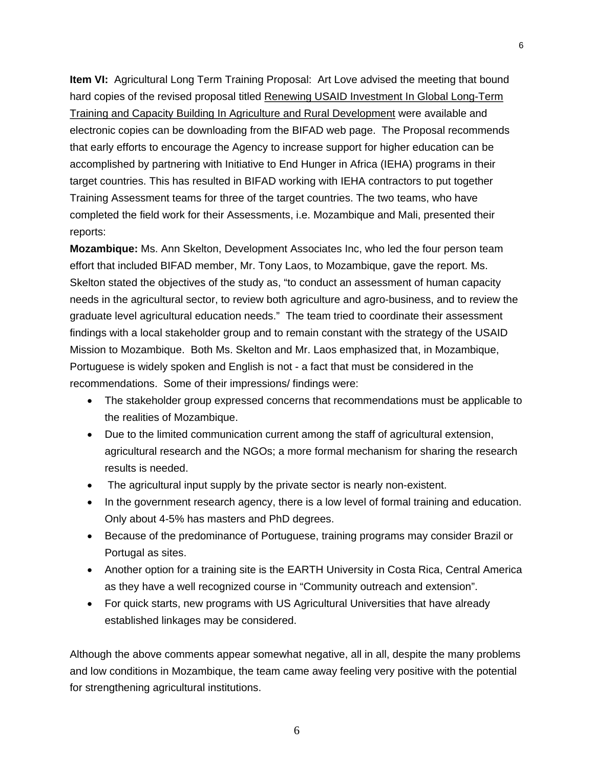**Item VI:** Agricultural Long Term Training Proposal: Art Love advised the meeting that bound hard copies of the revised proposal titled Renewing USAID Investment In Global Long-Term Training and Capacity Building In Agriculture and Rural Development were available and electronic copies can be downloading from the BIFAD web page. The Proposal recommends that early efforts to encourage the Agency to increase support for higher education can be accomplished by partnering with Initiative to End Hunger in Africa (IEHA) programs in their target countries. This has resulted in BIFAD working with IEHA contractors to put together Training Assessment teams for three of the target countries. The two teams, who have completed the field work for their Assessments, i.e. Mozambique and Mali, presented their reports:

**Mozambique:** Ms. Ann Skelton, Development Associates Inc, who led the four person team effort that included BIFAD member, Mr. Tony Laos, to Mozambique, gave the report. Ms. Skelton stated the objectives of the study as, "to conduct an assessment of human capacity needs in the agricultural sector, to review both agriculture and agro-business, and to review the graduate level agricultural education needs." The team tried to coordinate their assessment findings with a local stakeholder group and to remain constant with the strategy of the USAID Mission to Mozambique. Both Ms. Skelton and Mr. Laos emphasized that, in Mozambique, Portuguese is widely spoken and English is not - a fact that must be considered in the recommendations. Some of their impressions/ findings were:

- The stakeholder group expressed concerns that recommendations must be applicable to the realities of Mozambique.
- Due to the limited communication current among the staff of agricultural extension, agricultural research and the NGOs; a more formal mechanism for sharing the research results is needed.
- The agricultural input supply by the private sector is nearly non-existent.
- In the government research agency, there is a low level of formal training and education. Only about 4-5% has masters and PhD degrees.
- Because of the predominance of Portuguese, training programs may consider Brazil or Portugal as sites.
- Another option for a training site is the EARTH University in Costa Rica, Central America as they have a well recognized course in "Community outreach and extension".
- For quick starts, new programs with US Agricultural Universities that have already established linkages may be considered.

Although the above comments appear somewhat negative, all in all, despite the many problems and low conditions in Mozambique, the team came away feeling very positive with the potential for strengthening agricultural institutions.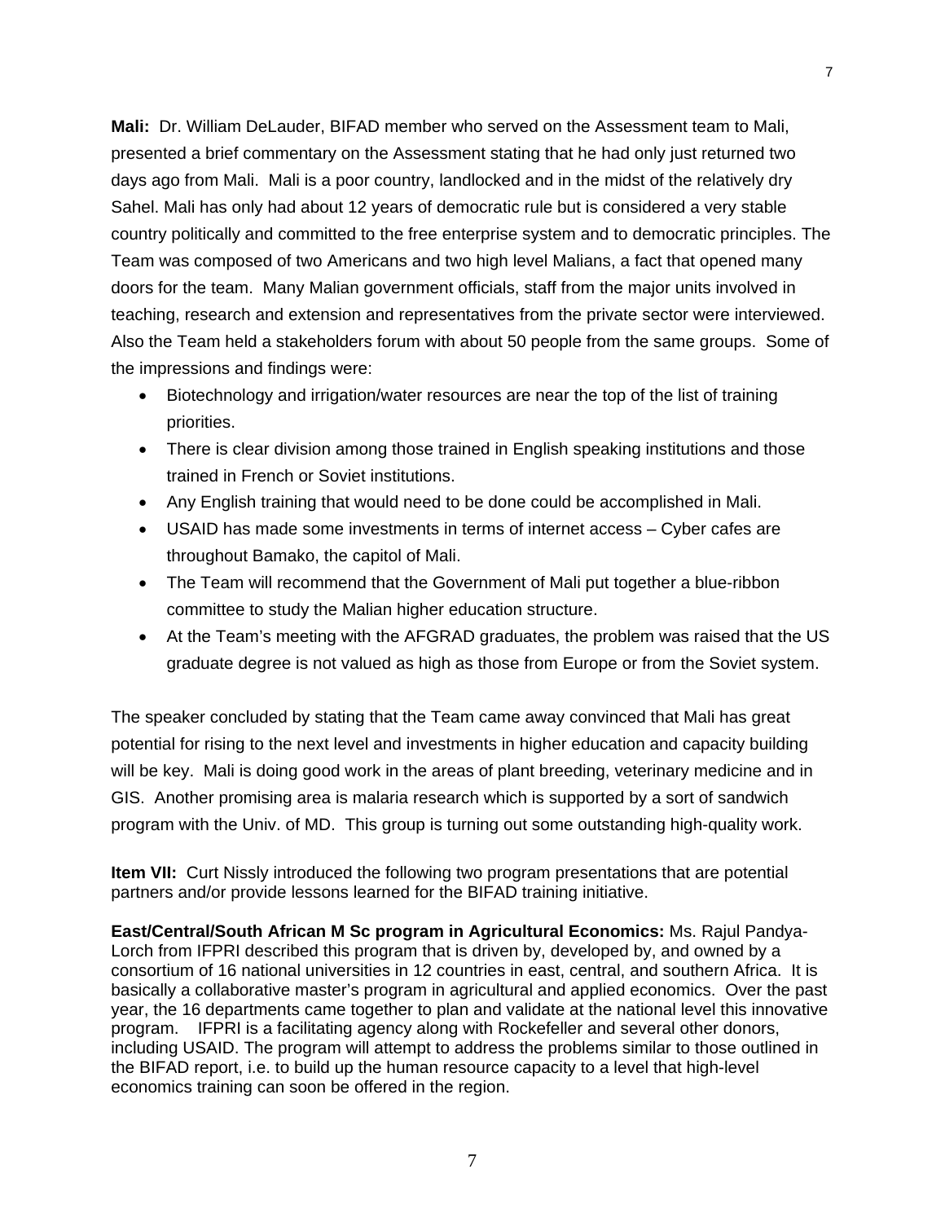**Mali:** Dr. William DeLauder, BIFAD member who served on the Assessment team to Mali, presented a brief commentary on the Assessment stating that he had only just returned two days ago from Mali. Mali is a poor country, landlocked and in the midst of the relatively dry Sahel. Mali has only had about 12 years of democratic rule but is considered a very stable country politically and committed to the free enterprise system and to democratic principles. The Team was composed of two Americans and two high level Malians, a fact that opened many doors for the team. Many Malian government officials, staff from the major units involved in teaching, research and extension and representatives from the private sector were interviewed. Also the Team held a stakeholders forum with about 50 people from the same groups. Some of the impressions and findings were:

- Biotechnology and irrigation/water resources are near the top of the list of training priorities.
- There is clear division among those trained in English speaking institutions and those trained in French or Soviet institutions.
- Any English training that would need to be done could be accomplished in Mali.
- USAID has made some investments in terms of internet access – Cyber cafes are throughout Bamako, the capitol of Mali.
- The Team will recommend that the Government of Mali put together a blue-ribbon committee to study the Malian higher education structure.
- At the Team's meeting with the AFGRAD graduates, the problem was raised that the US graduate degree is not valued as high as those from Europe or from the Soviet system.

The speaker concluded by stating that the Team came away convinced that Mali has great potential for rising to the next level and investments in higher education and capacity building will be key. Mali is doing good work in the areas of plant breeding, veterinary medicine and in GIS. Another promising area is malaria research which is supported by a sort of sandwich program with the Univ. of MD. This group is turning out some outstanding high-quality work.

**Item VII:** Curt Nissly introduced the following two program presentations that are potential partners and/or provide lessons learned for the BIFAD training initiative.

**East/Central/South African M Sc program in Agricultural Economics:** Ms. Rajul Pandya-Lorch from IFPRI described this program that is driven by, developed by, and owned by a consortium of 16 national universities in 12 countries in east, central, and southern Africa. It is basically a collaborative master's program in agricultural and applied economics. Over the past year, the 16 departments came together to plan and validate at the national level this innovative program. IFPRI is a facilitating agency along with Rockefeller and several other donors, including USAID. The program will attempt to address the problems similar to those outlined in the BIFAD report, i.e. to build up the human resource capacity to a level that high-level economics training can soon be offered in the region.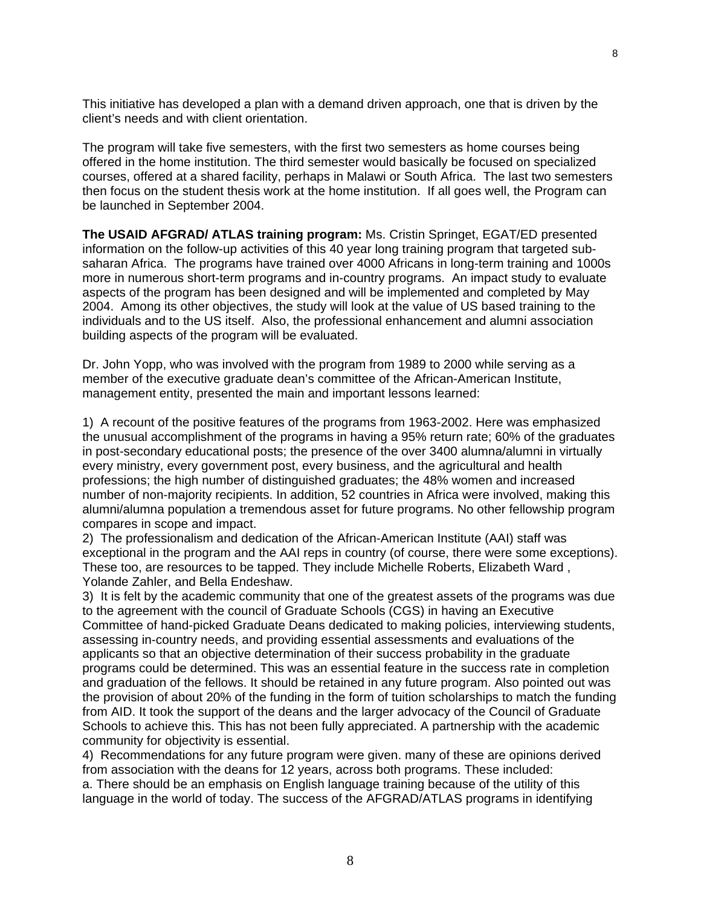This initiative has developed a plan with a demand driven approach, one that is driven by the client's needs and with client orientation.

The program will take five semesters, with the first two semesters as home courses being offered in the home institution. The third semester would basically be focused on specialized courses, offered at a shared facility, perhaps in Malawi or South Africa. The last two semesters then focus on the student thesis work at the home institution. If all goes well, the Program can be launched in September 2004.

**The USAID AFGRAD/ ATLAS training program:** Ms. Cristin Springet, EGAT/ED presented information on the follow-up activities of this 40 year long training program that targeted sub-saharan Africa. The programs have trained over 4000 Africans in long-term training and 1000s more in numerous short-term programs and in-country programs. An impact study to evaluate aspects of the program has been designed and will be implemented and completed by May 2004. Among its other objectives, the study will look at the value of US based training to the individuals and to the US itself. Also, the professional enhancement and alumni association building aspects of the program will be evaluated.

Dr. John Yopp, who was involved with the program from 1989 to 2000 while serving as a member of the executive graduate dean's committee of the African-American Institute, management entity, presented the main and important lessons learned:

1) A recount of the positive features of the programs from 1963-2002. Here was emphasized the unusual accomplishment of the programs in having a 95% return rate; 60% of the graduates in post-secondary educational posts; the presence of the over 3400 alumna/alumni in virtually every ministry, every government post, every business, and the agricultural and health professions; the high number of distinguished graduates; the 48% women and increased number of non-majority recipients. In addition, 52 countries in Africa were involved, making this alumni/alumna population a tremendous asset for future programs. No other fellowship program compares in scope and impact.
2) The professionalism and dedication of the African-American Institute (AAI) staff was exceptional in the program and the AAI reps in country (of course, there were some exceptions). These too, are resources to be tapped. They include Michelle Roberts, Elizabeth Ward , Yolande Zahler, and Bella Endeshaw.
3) It is felt by the academic community that one of the greatest assets of the programs was due to the agreement with the council of Graduate Schools (CGS) in having an Executive Committee of hand-picked Graduate Deans dedicated to making policies, interviewing students, assessing in-country needs, and providing essential assessments and evaluations of the applicants so that an objective determination of their success probability in the graduate programs could be determined. This was an essential feature in the success rate in completion and graduation of the fellows. It should be retained in any future program. Also pointed out was the provision of about 20% of the funding in the form of tuition scholarships to match the funding from AID. It took the support of the deans and the larger advocacy of the Council of Graduate Schools to achieve this. This has not been fully appreciated. A partnership with the academic community for objectivity is essential.
4) Recommendations for any future program were given. many of these are opinions derived from association with the deans for 12 years, across both programs. These included:
a. There should be an emphasis on English language training because of the utility of this language in the world of today. The success of the AFGRAD/ATLAS programs in identifying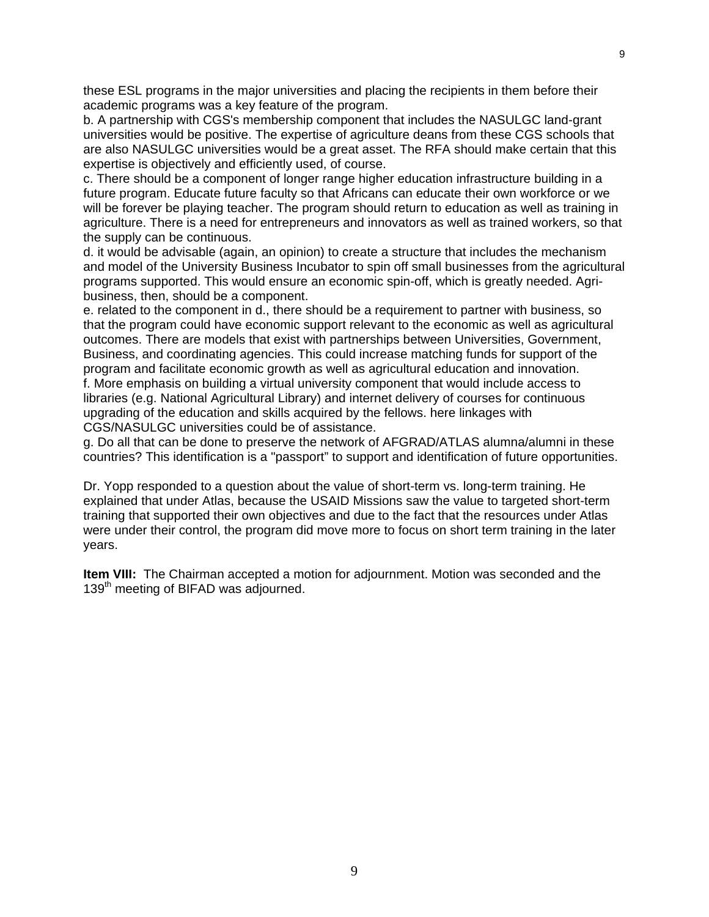these ESL programs in the major universities and placing the recipients in them before their academic programs was a key feature of the program.
b. A partnership with CGS's membership component that includes the NASULGC land-grant universities would be positive. The expertise of agriculture deans from these CGS schools that are also NASULGC universities would be a great asset. The RFA should make certain that this expertise is objectively and efficiently used, of course.
c. There should be a component of longer range higher education infrastructure building in a future program. Educate future faculty so that Africans can educate their own workforce or we will be forever be playing teacher. The program should return to education as well as training in agriculture. There is a need for entrepreneurs and innovators as well as trained workers, so that the supply can be continuous.
d. it would be advisable (again, an opinion) to create a structure that includes the mechanism and model of the University Business Incubator to spin off small businesses from the agricultural programs supported. This would ensure an economic spin-off, which is greatly needed. Agri-business, then, should be a component.
e. related to the component in d., there should be a requirement to partner with business, so that the program could have economic support relevant to the economic as well as agricultural outcomes. There are models that exist with partnerships between Universities, Government, Business, and coordinating agencies. This could increase matching funds for support of the program and facilitate economic growth as well as agricultural education and innovation.
f. More emphasis on building a virtual university component that would include access to libraries (e.g. National Agricultural Library) and internet delivery of courses for continuous upgrading of the education and skills acquired by the fellows. here linkages with CGS/NASULGC universities could be of assistance.
g. Do all that can be done to preserve the network of AFGRAD/ATLAS alumna/alumni in these countries? This identification is a "passport" to support and identification of future opportunities.

Dr. Yopp responded to a question about the value of short-term vs. long-term training. He explained that under Atlas, because the USAID Missions saw the value to targeted short-term training that supported their own objectives and due to the fact that the resources under Atlas were under their control, the program did move more to focus on short term training in the later years.

**Item VIII:** The Chairman accepted a motion for adjournment. Motion was seconded and the 139th meeting of BIFAD was adjourned.